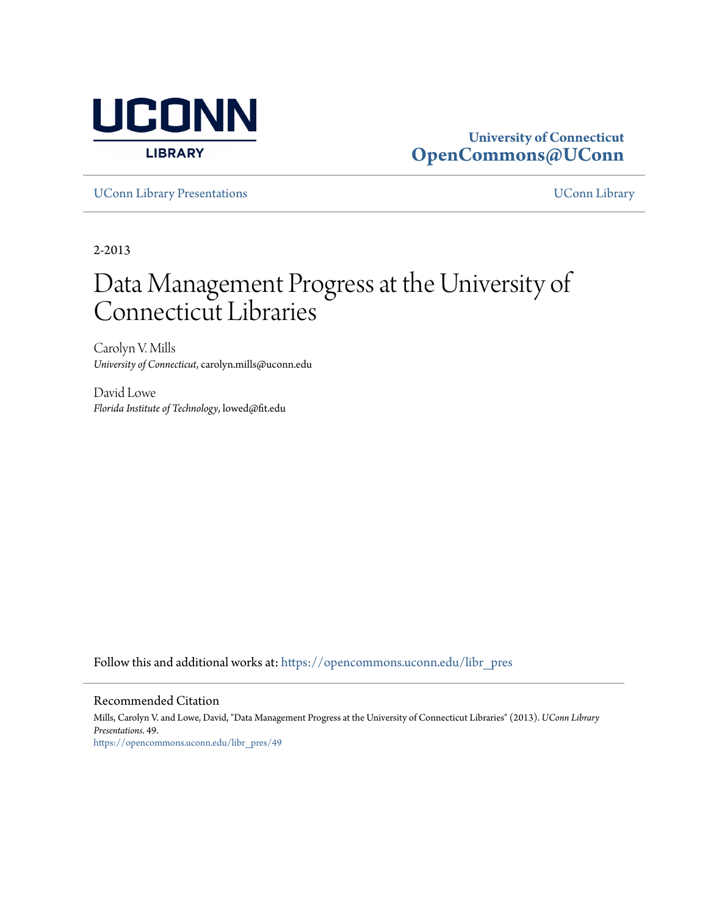UCONN LIBRARY

**University of Connecticut**
**OpenCommons@UConn**

UConn Library Presentations | UConn Library

2-2013

# Data Management Progress at the University of Connecticut Libraries

Carolyn V. Mills
*University of Connecticut*, carolyn.mills@uconn.edu

David Lowe
*Florida Institute of Technology*, lowed@fit.edu

Follow this and additional works at: https://opencommons.uconn.edu/libr_pres

## Recommended Citation

Mills, Carolyn V. and Lowe, David, "Data Management Progress at the University of Connecticut Libraries" (2013). *UConn Library Presentations*. 49.
https://opencommons.uconn.edu/libr_pres/49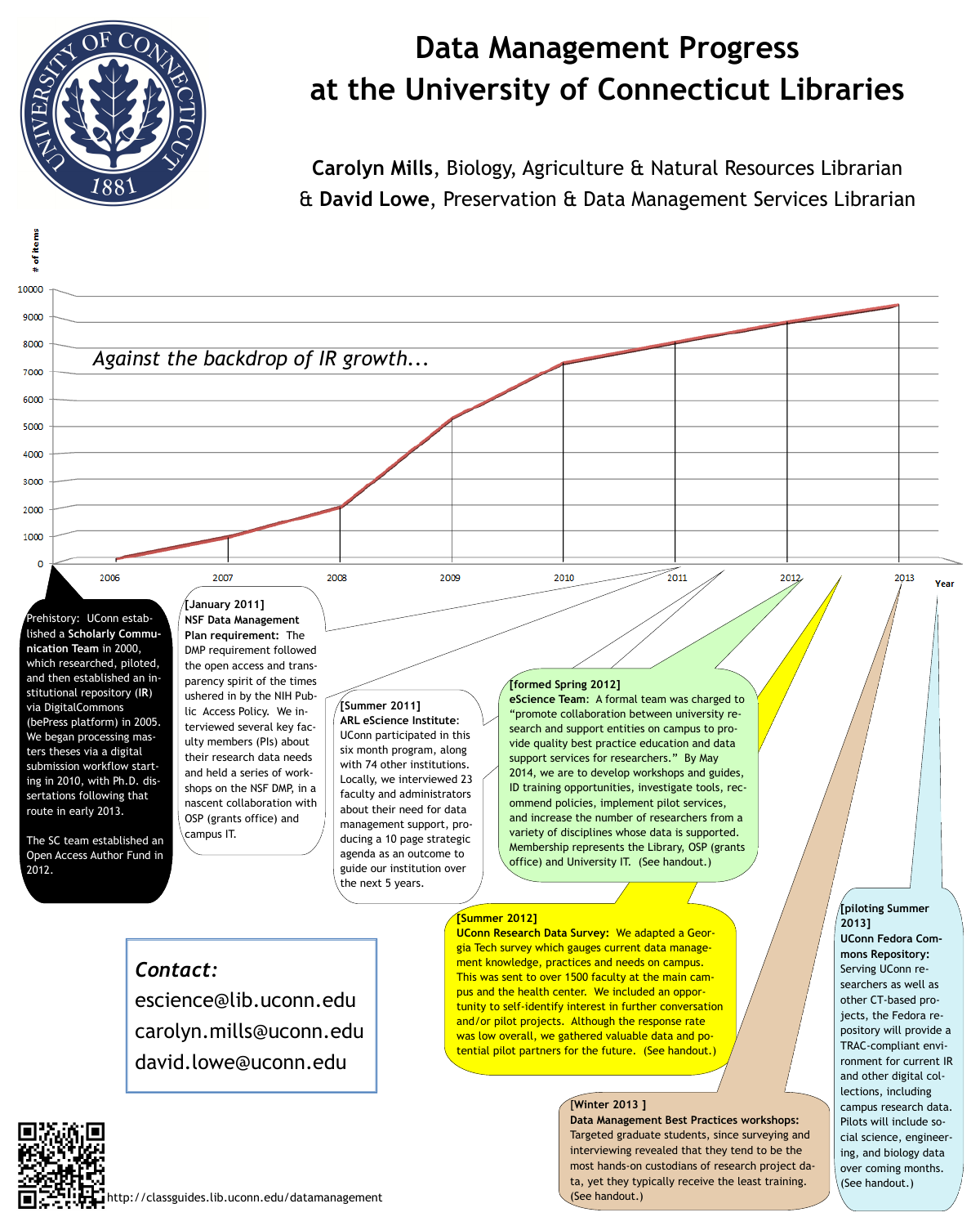# Data Management Progress at the University of Connecticut Libraries

**Carolyn Mills**, Biology, Agriculture & Natural Resources Librarian
& **David Lowe**, Preservation & Data Management Services Librarian

# of items

10000
9000
8000
7000
6000
5000
4000
3000
2000
1000
0

*Against the backdrop of IR growth...*

2006 2007 2008 2009 2010 2011 2012 2013

Year

Prehistory: UConn established a **Scholarly Communication Team** in 2000, which researched, piloted, and then established an institutional repository (**IR**) via DigitalCommons (bePress platform) in 2005. We began processing masters theses via a digital submission workflow starting in 2010, with Ph.D. dissertations following that route in early 2013.

The SC team established an Open Access Author Fund in 2012.

**[January 2011]**
**NSF Data Management Plan requirement:** The DMP requirement followed the open access and transparency spirit of the times ushered in by the NIH Public Access Policy. We interviewed several key faculty members (PIs) about their research data needs and held a series of workshops on the NSF DMP, in a nascent collaboration with OSP (grants office) and campus IT.

**[Summer 2011]**
**ARL eScience Institute:** UConn participated in this six month program, along with 74 other institutions. Locally, we interviewed 23 faculty and administrators about their need for data management support, producing a 10 page strategic agenda as an outcome to guide our institution over the next 5 years.

**[formed Spring 2012]**
**eScience Team:** A formal team was charged to "promote collaboration between university research and support entities on campus to provide quality best practice education and data support services for researchers." By May 2014, we are to develop workshops and guides, ID training opportunities, investigate tools, recommend policies, implement pilot services, and increase the number of researchers from a variety of disciplines whose data is supported. Membership represents the Library, OSP (grants office) and University IT. (See handout.)

**[Summer 2012]**
**UConn Research Data Survey:** We adapted a Georgia Tech survey which gauges current data management knowledge, practices and needs on campus. This was sent to over 1500 faculty at the main campus and the health center. We included an opportunity to self-identify interest in further conversation and/or pilot projects. Although the response rate was low overall, we gathered valuable data and potential pilot partners for the future. (See handout.)

**[Winter 2013 ]**
**Data Management Best Practices workshops:** Targeted graduate students, since surveying and interviewing revealed that they tend to be the most hands-on custodians of research project data, yet they typically receive the least training. (See handout.)

**[piloting Summer 2013]**
**UConn Fedora Commons Repository:** Serving UConn researchers as well as other CT-based projects, the Fedora repository will provide a TRAC-compliant environment for current IR and other digital collections, including campus research data. Pilots will include social science, engineering, and biology data over coming months. (See handout.)

*Contact:*
escience@lib.uconn.edu
carolyn.mills@uconn.edu
david.lowe@uconn.edu

http://classguides.lib.uconn.edu/datamanagement